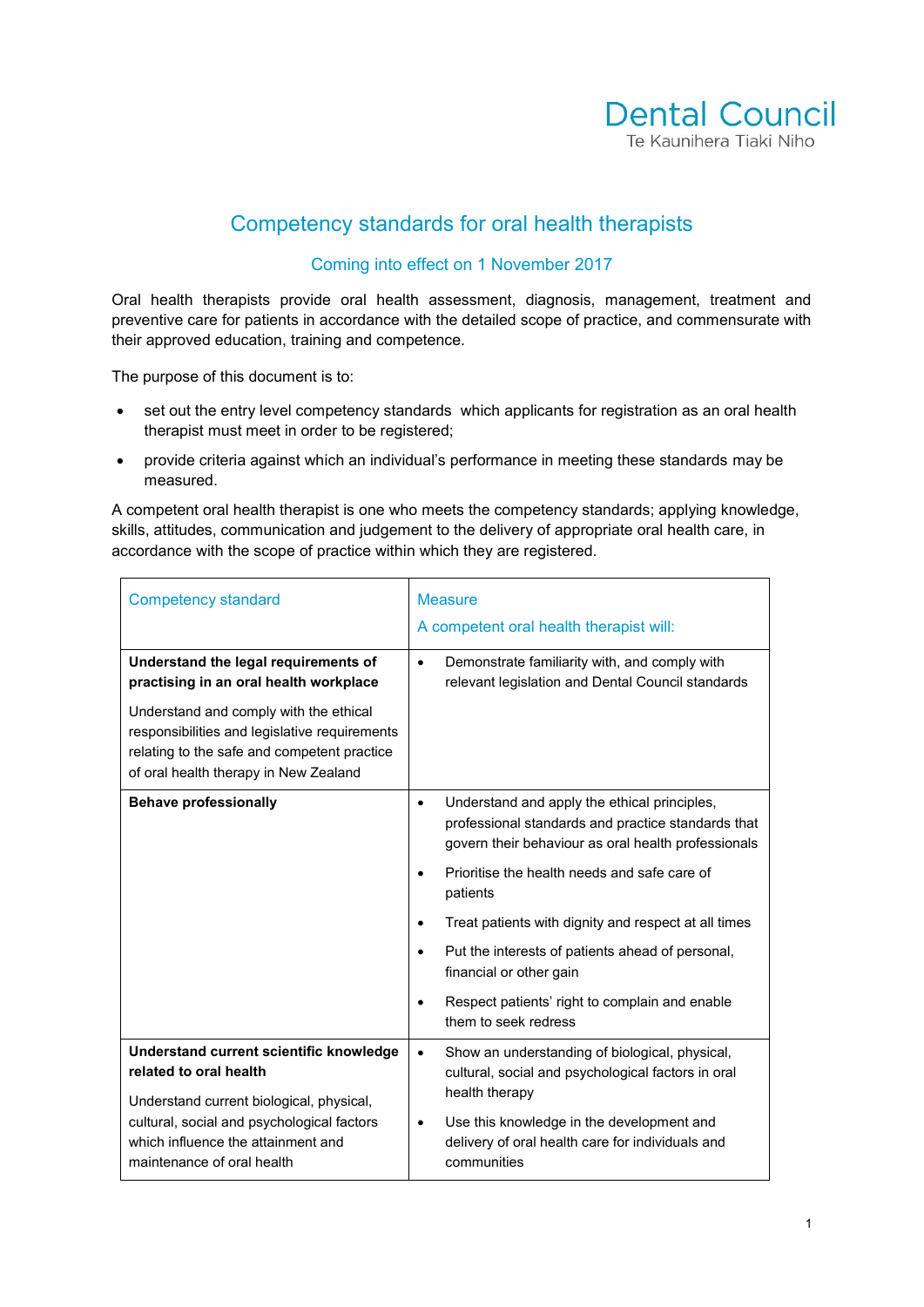Dental Council
Te Kaunihera Tiaki Niho

# Competency standards for oral health therapists

## Coming into effect on 1 November 2017

Oral health therapists provide oral health assessment, diagnosis, management, treatment and preventive care for patients in accordance with the detailed scope of practice, and commensurate with their approved education, training and competence.

The purpose of this document is to:

- set out the entry level competency standards which applicants for registration as an oral health therapist must meet in order to be registered;
- provide criteria against which an individual's performance in meeting these standards may be measured.

A competent oral health therapist is one who meets the competency standards; applying knowledge, skills, attitudes, communication and judgement to the delivery of appropriate oral health care, in accordance with the scope of practice within which they are registered.

| Competency standard | Measure<br>A competent oral health therapist will: |
|---|---|
| **Understand the legal requirements of practising in an oral health workplace**<br><br>Understand and comply with the ethical responsibilities and legislative requirements relating to the safe and competent practice of oral health therapy in New Zealand | • Demonstrate familiarity with, and comply with relevant legislation and Dental Council standards |
| **Behave professionally** | • Understand and apply the ethical principles, professional standards and practice standards that govern their behaviour as oral health professionals<br>• Prioritise the health needs and safe care of patients<br>• Treat patients with dignity and respect at all times<br>• Put the interests of patients ahead of personal, financial or other gain<br>• Respect patients' right to complain and enable them to seek redress |
| **Understand current scientific knowledge related to oral health**<br><br>Understand current biological, physical, cultural, social and psychological factors which influence the attainment and maintenance of oral health | • Show an understanding of biological, physical, cultural, social and psychological factors in oral health therapy<br>• Use this knowledge in the development and delivery of oral health care for individuals and communities |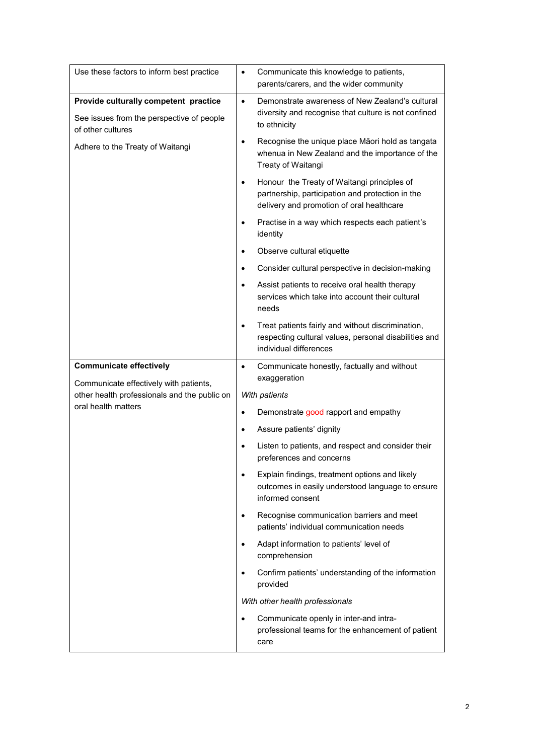| | |
|---|---|
| Use these factors to inform best practice | • Communicate this knowledge to patients, parents/carers, and the wider community |
| **Provide culturally competent practice**<br><br>See issues from the perspective of people of other cultures<br><br>Adhere to the Treaty of Waitangi | • Demonstrate awareness of New Zealand's cultural diversity and recognise that culture is not confined to ethnicity<br>• Recognise the unique place Māori hold as tangata whenua in New Zealand and the importance of the Treaty of Waitangi<br>• Honour the Treaty of Waitangi principles of partnership, participation and protection in the delivery and promotion of oral healthcare<br>• Practise in a way which respects each patient's identity<br>• Observe cultural etiquette<br>• Consider cultural perspective in decision-making<br>• Assist patients to receive oral health therapy services which take into account their cultural needs<br>• Treat patients fairly and without discrimination, respecting cultural values, personal disabilities and individual differences |
| **Communicate effectively**<br><br>Communicate effectively with patients, other health professionals and the public on oral health matters | • Communicate honestly, factually and without exaggeration<br><br>*With patients*<br>• Demonstrate ~~good~~ rapport and empathy<br>• Assure patients' dignity<br>• Listen to patients, and respect and consider their preferences and concerns<br>• Explain findings, treatment options and likely outcomes in easily understood language to ensure informed consent<br>• Recognise communication barriers and meet patients' individual communication needs<br>• Adapt information to patients' level of comprehension<br>• Confirm patients' understanding of the information provided<br><br>*With other health professionals*<br>• Communicate openly in inter-and intra-professional teams for the enhancement of patient care |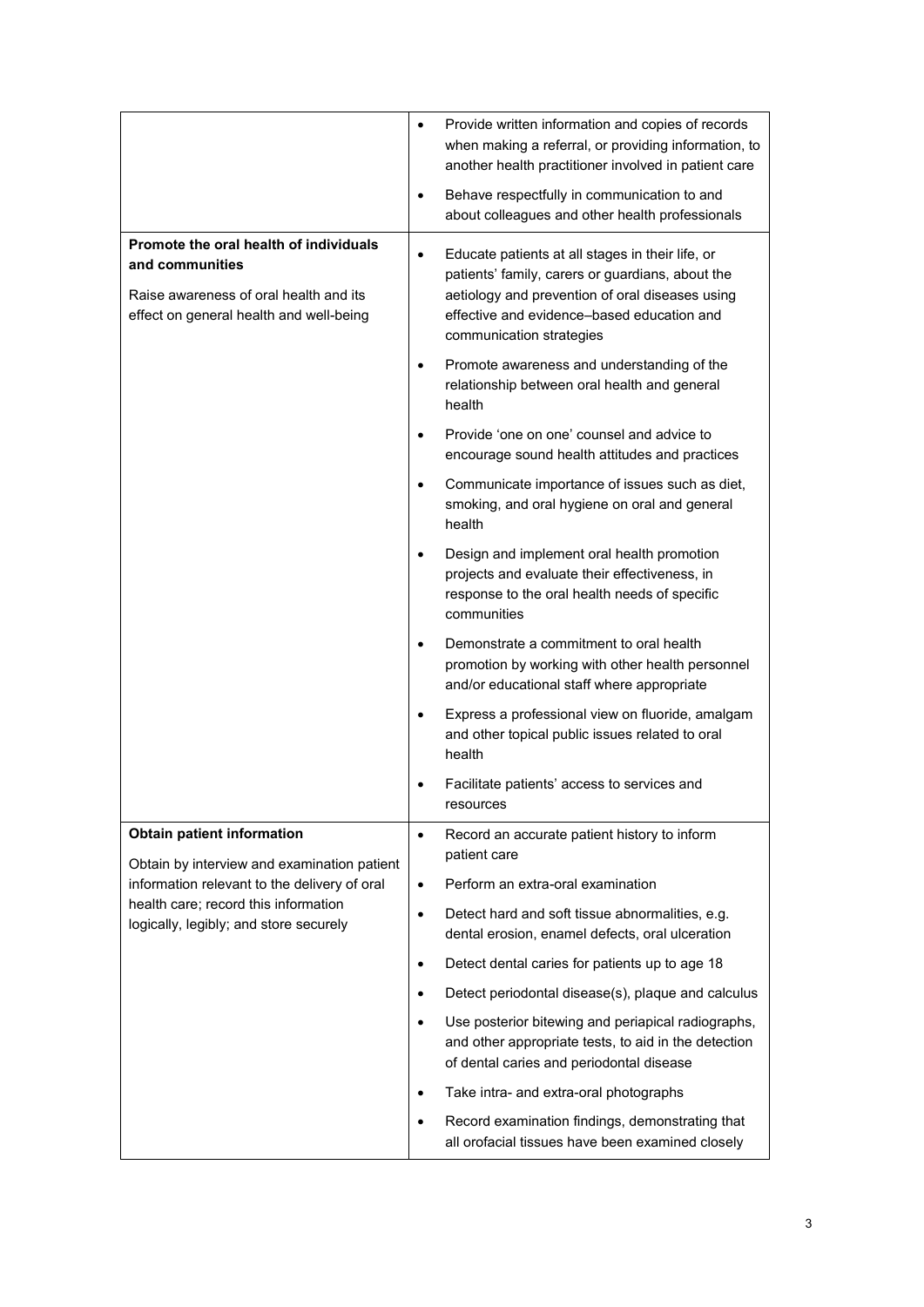| | |
|---|---|
| | • Provide written information and copies of records when making a referral, or providing information, to another health practitioner involved in patient care<br>• Behave respectfully in communication to and about colleagues and other health professionals |
| **Promote the oral health of individuals and communities**<br><br>Raise awareness of oral health and its effect on general health and well-being | • Educate patients at all stages in their life, or patients' family, carers or guardians, about the aetiology and prevention of oral diseases using effective and evidence–based education and communication strategies<br>• Promote awareness and understanding of the relationship between oral health and general health<br>• Provide 'one on one' counsel and advice to encourage sound health attitudes and practices<br>• Communicate importance of issues such as diet, smoking, and oral hygiene on oral and general health<br>• Design and implement oral health promotion projects and evaluate their effectiveness, in response to the oral health needs of specific communities<br>• Demonstrate a commitment to oral health promotion by working with other health personnel and/or educational staff where appropriate<br>• Express a professional view on fluoride, amalgam and other topical public issues related to oral health<br>• Facilitate patients' access to services and resources |
| **Obtain patient information**<br><br>Obtain by interview and examination patient information relevant to the delivery of oral health care; record this information logically, legibly; and store securely | • Record an accurate patient history to inform patient care<br>• Perform an extra-oral examination<br>• Detect hard and soft tissue abnormalities, e.g. dental erosion, enamel defects, oral ulceration<br>• Detect dental caries for patients up to age 18<br>• Detect periodontal disease(s), plaque and calculus<br>• Use posterior bitewing and periapical radiographs, and other appropriate tests, to aid in the detection of dental caries and periodontal disease<br>• Take intra- and extra-oral photographs<br>• Record examination findings, demonstrating that all orofacial tissues have been examined closely |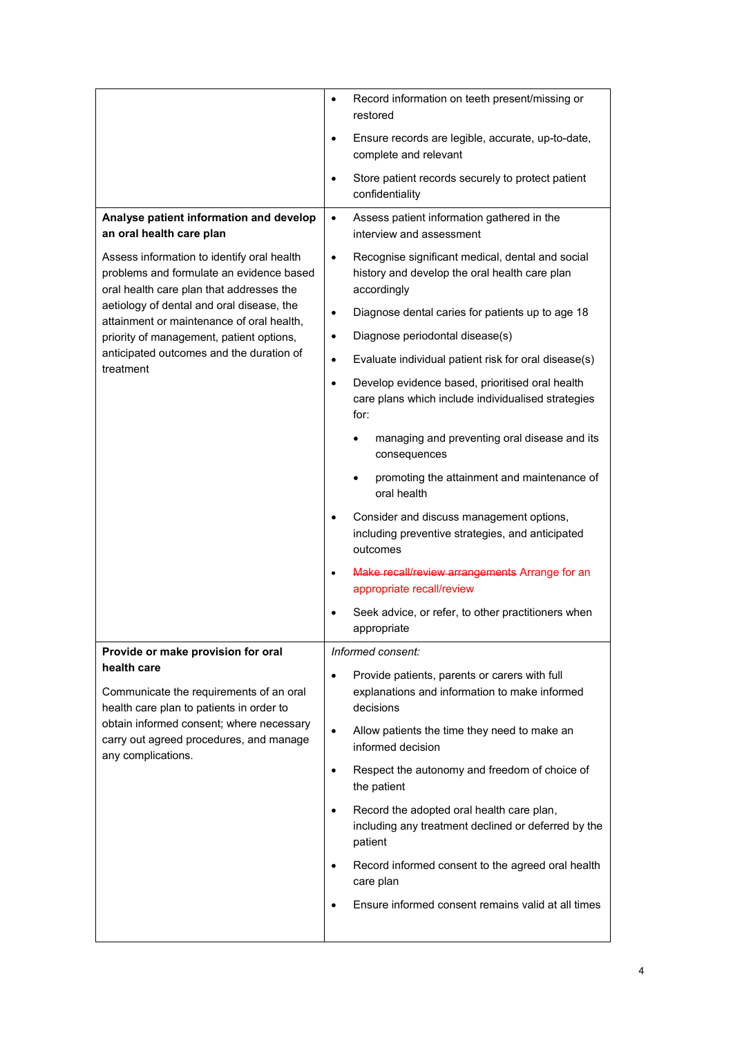| | |
|---|---|
| | • Record information on teeth present/missing or restored<br>• Ensure records are legible, accurate, up-to-date, complete and relevant<br>• Store patient records securely to protect patient confidentiality |
| **Analyse patient information and develop an oral health care plan**<br><br>Assess information to identify oral health problems and formulate an evidence based oral health care plan that addresses the aetiology of dental and oral disease, the attainment or maintenance of oral health, priority of management, patient options, anticipated outcomes and the duration of treatment | • Assess patient information gathered in the interview and assessment<br>• Recognise significant medical, dental and social history and develop the oral health care plan accordingly<br>• Diagnose dental caries for patients up to age 18<br>• Diagnose periodontal disease(s)<br>• Evaluate individual patient risk for oral disease(s)<br>• Develop evidence based, prioritised oral health care plans which include individualised strategies for:<br>&nbsp;&nbsp;&nbsp;&nbsp;• managing and preventing oral disease and its consequences<br>&nbsp;&nbsp;&nbsp;&nbsp;• promoting the attainment and maintenance of oral health<br>• Consider and discuss management options, including preventive strategies, and anticipated outcomes<br>• ~~Make recall/review arrangements~~ Arrange for an appropriate recall/review<br>• Seek advice, or refer, to other practitioners when appropriate |
| **Provide or make provision for oral health care**<br><br>Communicate the requirements of an oral health care plan to patients in order to obtain informed consent; where necessary carry out agreed procedures, and manage any complications. | *Informed consent:*<br>• Provide patients, parents or carers with full explanations and information to make informed decisions<br>• Allow patients the time they need to make an informed decision<br>• Respect the autonomy and freedom of choice of the patient<br>• Record the adopted oral health care plan, including any treatment declined or deferred by the patient<br>• Record informed consent to the agreed oral health care plan<br>• Ensure informed consent remains valid at all times |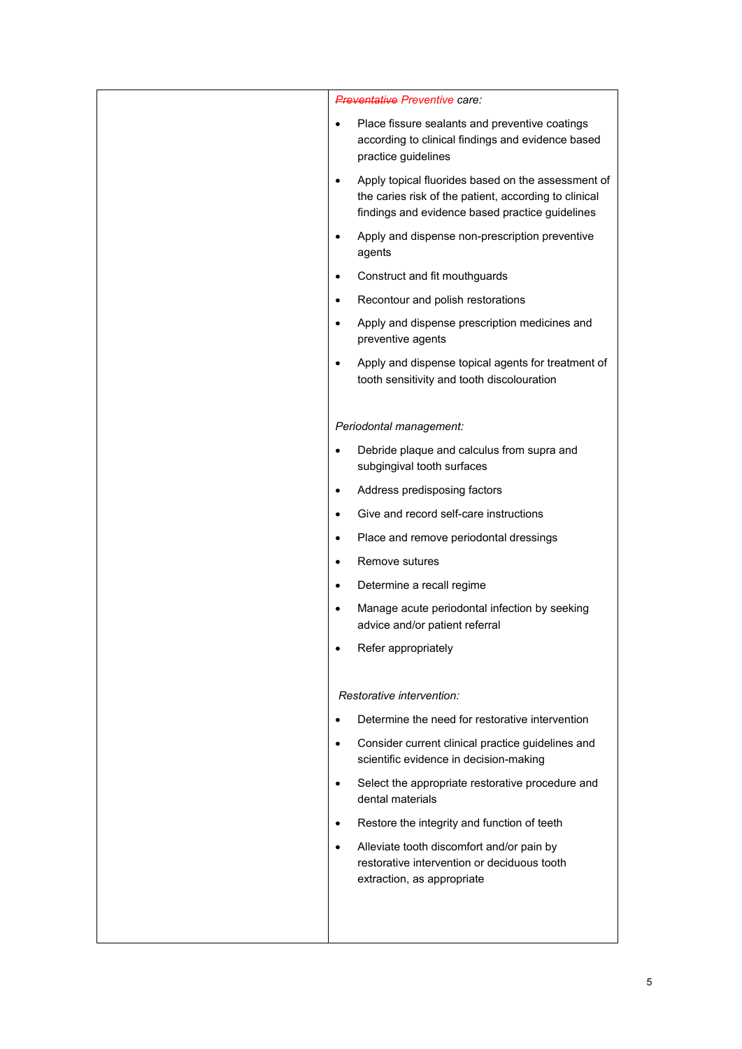| | *~~Preventative~~ Preventive care:* |
|---|---|
| | • Place fissure sealants and preventive coatings according to clinical findings and evidence based practice guidelines<br>• Apply topical fluorides based on the assessment of the caries risk of the patient, according to clinical findings and evidence based practice guidelines<br>• Apply and dispense non-prescription preventive agents<br>• Construct and fit mouthguards<br>• Recontour and polish restorations<br>• Apply and dispense prescription medicines and preventive agents<br>• Apply and dispense topical agents for treatment of tooth sensitivity and tooth discolouration |
| | *Periodontal management:* |
| | • Debride plaque and calculus from supra and subgingival tooth surfaces<br>• Address predisposing factors<br>• Give and record self-care instructions<br>• Place and remove periodontal dressings<br>• Remove sutures<br>• Determine a recall regime<br>• Manage acute periodontal infection by seeking advice and/or patient referral<br>• Refer appropriately |
| | *Restorative intervention:* |
| | • Determine the need for restorative intervention<br>• Consider current clinical practice guidelines and scientific evidence in decision-making<br>• Select the appropriate restorative procedure and dental materials<br>• Restore the integrity and function of teeth<br>• Alleviate tooth discomfort and/or pain by restorative intervention or deciduous tooth extraction, as appropriate |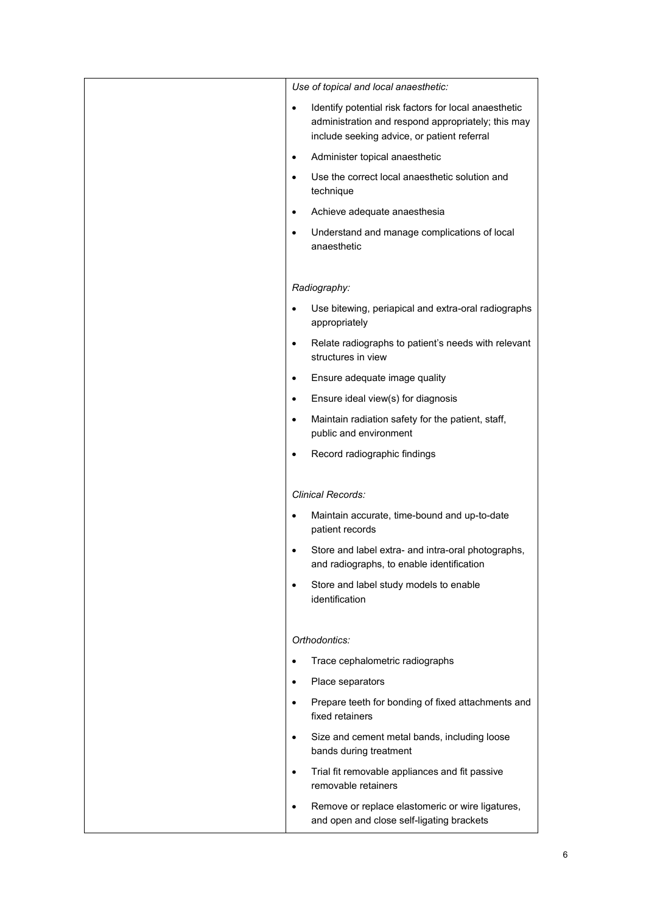| | *Use of topical and local anaesthetic:*<br>• Identify potential risk factors for local anaesthetic administration and respond appropriately; this may include seeking advice, or patient referral<br>• Administer topical anaesthetic<br>• Use the correct local anaesthetic solution and technique<br>• Achieve adequate anaesthesia<br>• Understand and manage complications of local anaesthetic<br><br>*Radiography:*<br>• Use bitewing, periapical and extra-oral radiographs appropriately<br>• Relate radiographs to patient's needs with relevant structures in view<br>• Ensure adequate image quality<br>• Ensure ideal view(s) for diagnosis<br>• Maintain radiation safety for the patient, staff, public and environment<br>• Record radiographic findings<br><br>*Clinical Records:*<br>• Maintain accurate, time-bound and up-to-date patient records<br>• Store and label extra- and intra-oral photographs, and radiographs, to enable identification<br>• Store and label study models to enable identification<br><br>*Orthodontics:*<br>• Trace cephalometric radiographs<br>• Place separators<br>• Prepare teeth for bonding of fixed attachments and fixed retainers<br>• Size and cement metal bands, including loose bands during treatment<br>• Trial fit removable appliances and fit passive removable retainers<br>• Remove or replace elastomeric or wire ligatures, and open and close self-ligating brackets |
|---|---|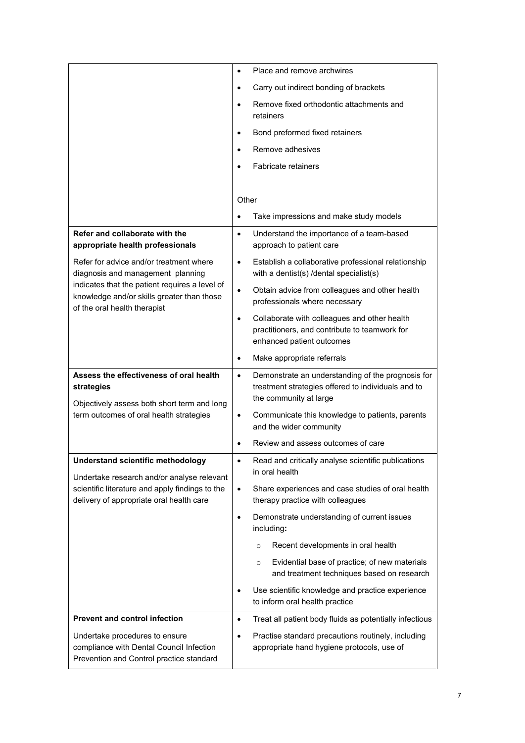| | |
|---|---|
| | • Place and remove archwires<br>• Carry out indirect bonding of brackets<br>• Remove fixed orthodontic attachments and retainers<br>• Bond preformed fixed retainers<br>• Remove adhesives<br>• Fabricate retainers<br><br>Other<br>• Take impressions and make study models |
| **Refer and collaborate with the appropriate health professionals**<br><br>Refer for advice and/or treatment where diagnosis and management planning indicates that the patient requires a level of knowledge and/or skills greater than those of the oral health therapist | • Understand the importance of a team-based approach to patient care<br>• Establish a collaborative professional relationship with a dentist(s) /dental specialist(s)<br>• Obtain advice from colleagues and other health professionals where necessary<br>• Collaborate with colleagues and other health practitioners, and contribute to teamwork for enhanced patient outcomes<br>• Make appropriate referrals |
| **Assess the effectiveness of oral health strategies**<br><br>Objectively assess both short term and long term outcomes of oral health strategies | • Demonstrate an understanding of the prognosis for treatment strategies offered to individuals and to the community at large<br>• Communicate this knowledge to patients, parents and the wider community<br>• Review and assess outcomes of care |
| **Understand scientific methodology**<br><br>Undertake research and/or analyse relevant scientific literature and apply findings to the delivery of appropriate oral health care | • Read and critically analyse scientific publications in oral health<br>• Share experiences and case studies of oral health therapy practice with colleagues<br>• Demonstrate understanding of current issues including**:**<br>  ○ Recent developments in oral health<br>  ○ Evidential base of practice; of new materials and treatment techniques based on research<br>• Use scientific knowledge and practice experience to inform oral health practice |
| **Prevent and control infection**<br><br>Undertake procedures to ensure compliance with Dental Council Infection Prevention and Control practice standard | • Treat all patient body fluids as potentially infectious<br>• Practise standard precautions routinely, including appropriate hand hygiene protocols, use of |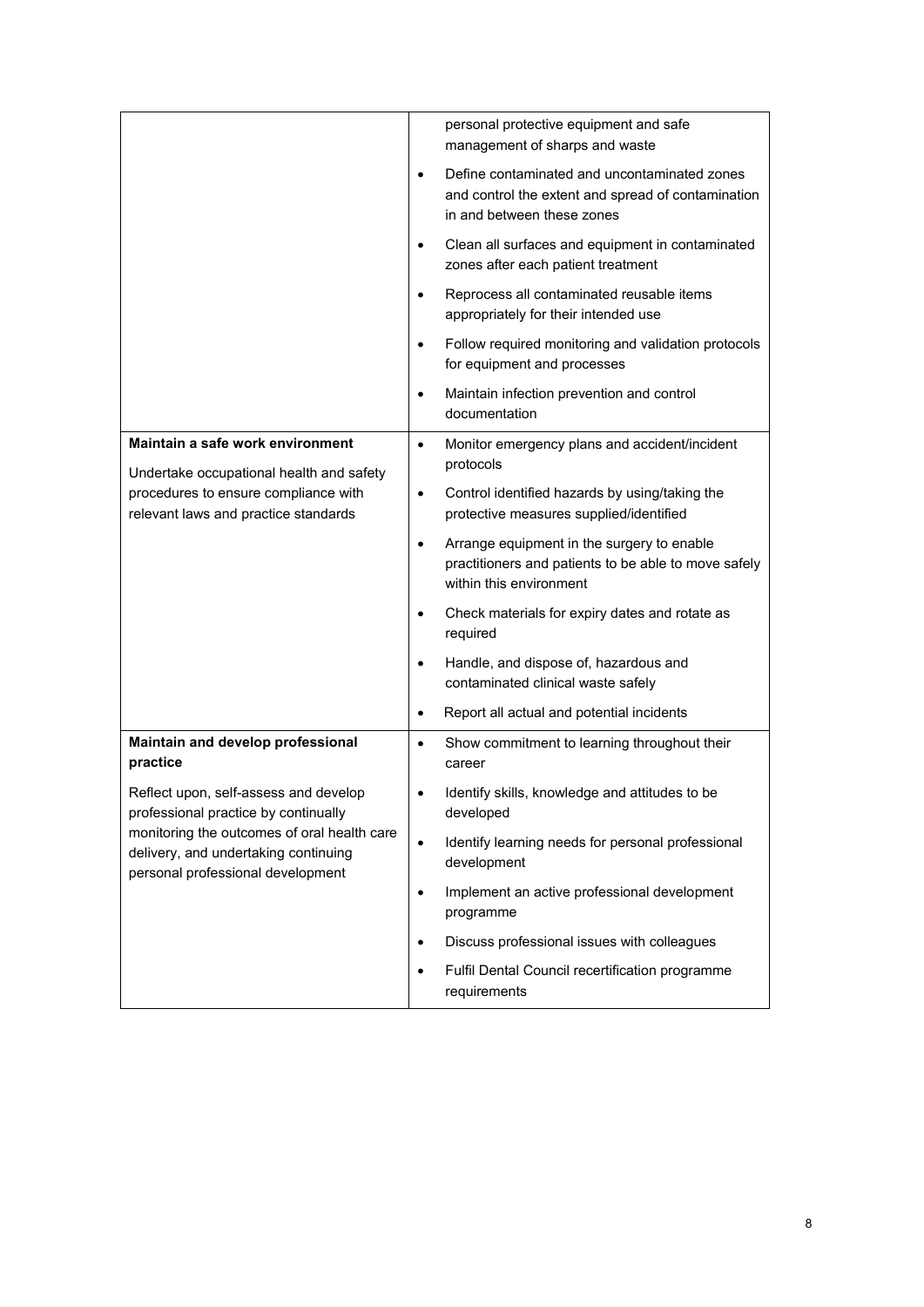| | |
|---|---|
| | personal protective equipment and safe management of sharps and waste<br>• Define contaminated and uncontaminated zones and control the extent and spread of contamination in and between these zones<br>• Clean all surfaces and equipment in contaminated zones after each patient treatment<br>• Reprocess all contaminated reusable items appropriately for their intended use<br>• Follow required monitoring and validation protocols for equipment and processes<br>• Maintain infection prevention and control documentation |
| **Maintain a safe work environment**<br>Undertake occupational health and safety procedures to ensure compliance with relevant laws and practice standards | • Monitor emergency plans and accident/incident protocols<br>• Control identified hazards by using/taking the protective measures supplied/identified<br>• Arrange equipment in the surgery to enable practitioners and patients to be able to move safely within this environment<br>• Check materials for expiry dates and rotate as required<br>• Handle, and dispose of, hazardous and contaminated clinical waste safely<br>• Report all actual and potential incidents |
| **Maintain and develop professional practice**<br>Reflect upon, self-assess and develop professional practice by continually monitoring the outcomes of oral health care delivery, and undertaking continuing personal professional development | • Show commitment to learning throughout their career<br>• Identify skills, knowledge and attitudes to be developed<br>• Identify learning needs for personal professional development<br>• Implement an active professional development programme<br>• Discuss professional issues with colleagues<br>• Fulfil Dental Council recertification programme requirements |